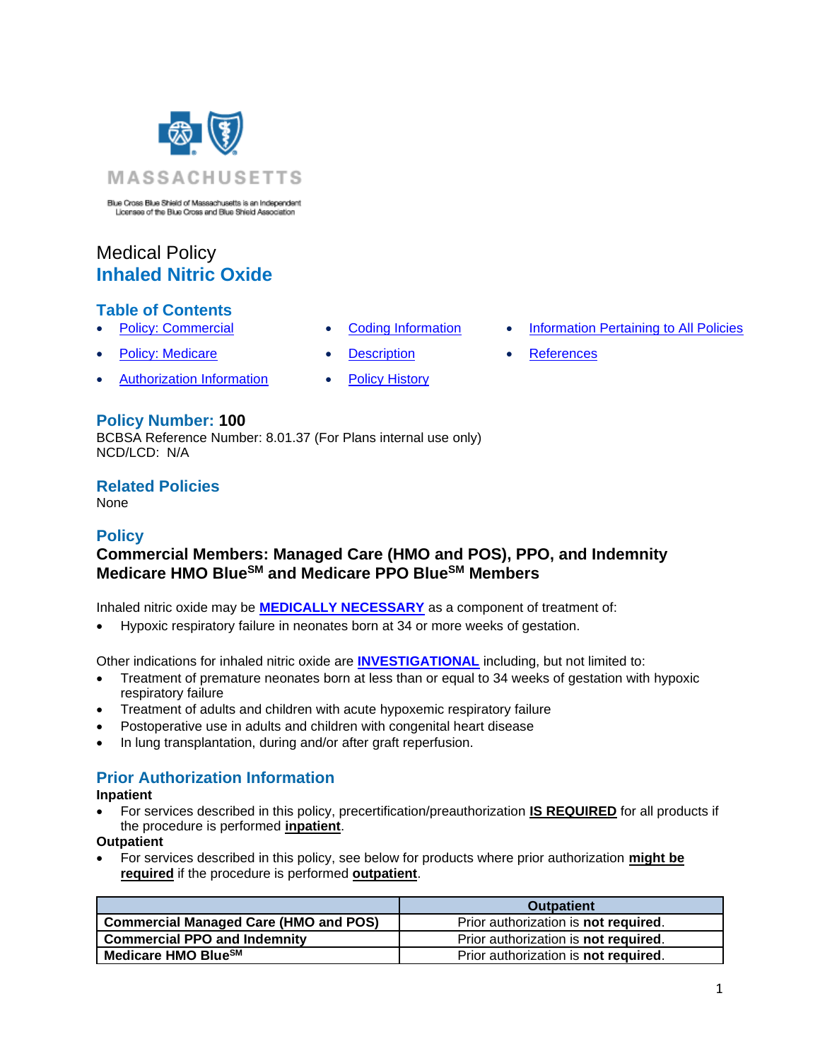MASSACHUSETTS

Blue Cross Blue Shield of Massachusetts is an Independent Licensee of the Blue Cross and Blue Shield Association

# Medical Policy
# Inhaled Nitric Oxide

## Table of Contents

- Policy: Commercial
- Policy: Medicare
- Authorization Information
- Coding Information
- Description
- Policy History
- Information Pertaining to All Policies
- References

## Policy Number: 100

BCBSA Reference Number: 8.01.37 (For Plans internal use only)
NCD/LCD: N/A

## Related Policies

None

## Policy

**Commercial Members: Managed Care (HMO and POS), PPO, and Indemnity**
**Medicare HMO Blue℠ and Medicare PPO Blue℠ Members**

Inhaled nitric oxide may be **MEDICALLY NECESSARY** as a component of treatment of:

- Hypoxic respiratory failure in neonates born at 34 or more weeks of gestation.

Other indications for inhaled nitric oxide are **INVESTIGATIONAL** including, but not limited to:

- Treatment of premature neonates born at less than or equal to 34 weeks of gestation with hypoxic respiratory failure
- Treatment of adults and children with acute hypoxemic respiratory failure
- Postoperative use in adults and children with congenital heart disease
- In lung transplantation, during and/or after graft reperfusion.

## Prior Authorization Information

**Inpatient**

- For services described in this policy, precertification/preauthorization **IS REQUIRED** for all products if the procedure is performed **inpatient**.

**Outpatient**

- For services described in this policy, see below for products where prior authorization **might be required** if the procedure is performed **outpatient**.

| | Outpatient |
|---|---|
| **Commercial Managed Care (HMO and POS)** | Prior authorization is **not required**. |
| **Commercial PPO and Indemnity** | Prior authorization is **not required**. |
| **Medicare HMO Blue℠** | Prior authorization is **not required**. |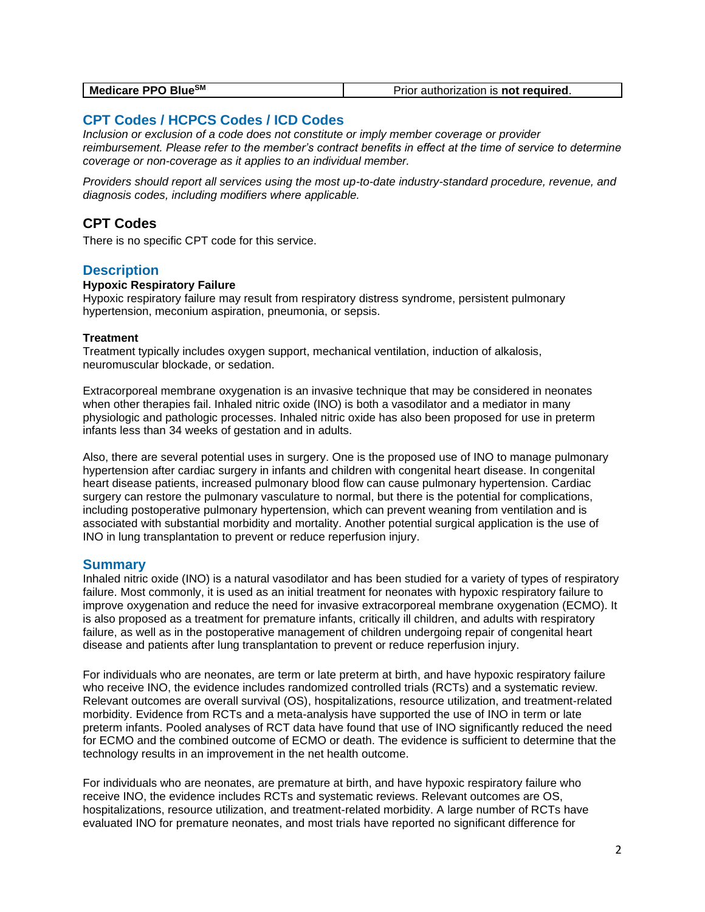| Medicare PPO Blue℠ | Prior authorization is **not required**. |
|---|---|

## CPT Codes / HCPCS Codes / ICD Codes

*Inclusion or exclusion of a code does not constitute or imply member coverage or provider reimbursement. Please refer to the member's contract benefits in effect at the time of service to determine coverage or non-coverage as it applies to an individual member.*

*Providers should report all services using the most up-to-date industry-standard procedure, revenue, and diagnosis codes, including modifiers where applicable.*

### CPT Codes

There is no specific CPT code for this service.

## Description

**Hypoxic Respiratory Failure**

Hypoxic respiratory failure may result from respiratory distress syndrome, persistent pulmonary hypertension, meconium aspiration, pneumonia, or sepsis.

**Treatment**

Treatment typically includes oxygen support, mechanical ventilation, induction of alkalosis, neuromuscular blockade, or sedation.

Extracorporeal membrane oxygenation is an invasive technique that may be considered in neonates when other therapies fail. Inhaled nitric oxide (INO) is both a vasodilator and a mediator in many physiologic and pathologic processes. Inhaled nitric oxide has also been proposed for use in preterm infants less than 34 weeks of gestation and in adults.

Also, there are several potential uses in surgery. One is the proposed use of INO to manage pulmonary hypertension after cardiac surgery in infants and children with congenital heart disease. In congenital heart disease patients, increased pulmonary blood flow can cause pulmonary hypertension. Cardiac surgery can restore the pulmonary vasculature to normal, but there is the potential for complications, including postoperative pulmonary hypertension, which can prevent weaning from ventilation and is associated with substantial morbidity and mortality. Another potential surgical application is the use of INO in lung transplantation to prevent or reduce reperfusion injury.

## Summary

Inhaled nitric oxide (INO) is a natural vasodilator and has been studied for a variety of types of respiratory failure. Most commonly, it is used as an initial treatment for neonates with hypoxic respiratory failure to improve oxygenation and reduce the need for invasive extracorporeal membrane oxygenation (ECMO). It is also proposed as a treatment for premature infants, critically ill children, and adults with respiratory failure, as well as in the postoperative management of children undergoing repair of congenital heart disease and patients after lung transplantation to prevent or reduce reperfusion injury.

For individuals who are neonates, are term or late preterm at birth, and have hypoxic respiratory failure who receive INO, the evidence includes randomized controlled trials (RCTs) and a systematic review. Relevant outcomes are overall survival (OS), hospitalizations, resource utilization, and treatment-related morbidity. Evidence from RCTs and a meta-analysis have supported the use of INO in term or late preterm infants. Pooled analyses of RCT data have found that use of INO significantly reduced the need for ECMO and the combined outcome of ECMO or death. The evidence is sufficient to determine that the technology results in an improvement in the net health outcome.

For individuals who are neonates, are premature at birth, and have hypoxic respiratory failure who receive INO, the evidence includes RCTs and systematic reviews. Relevant outcomes are OS, hospitalizations, resource utilization, and treatment-related morbidity. A large number of RCTs have evaluated INO for premature neonates, and most trials have reported no significant difference for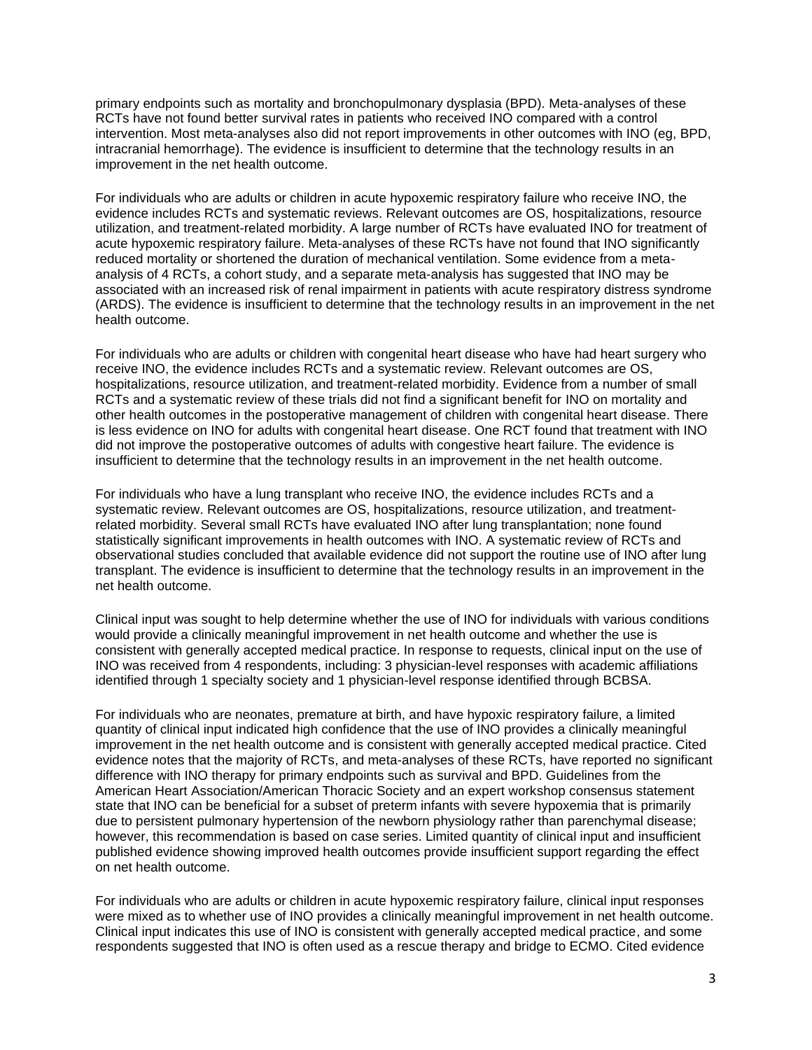primary endpoints such as mortality and bronchopulmonary dysplasia (BPD). Meta-analyses of these RCTs have not found better survival rates in patients who received INO compared with a control intervention. Most meta-analyses also did not report improvements in other outcomes with INO (eg, BPD, intracranial hemorrhage). The evidence is insufficient to determine that the technology results in an improvement in the net health outcome.

For individuals who are adults or children in acute hypoxemic respiratory failure who receive INO, the evidence includes RCTs and systematic reviews. Relevant outcomes are OS, hospitalizations, resource utilization, and treatment-related morbidity. A large number of RCTs have evaluated INO for treatment of acute hypoxemic respiratory failure. Meta-analyses of these RCTs have not found that INO significantly reduced mortality or shortened the duration of mechanical ventilation. Some evidence from a meta-analysis of 4 RCTs, a cohort study, and a separate meta-analysis has suggested that INO may be associated with an increased risk of renal impairment in patients with acute respiratory distress syndrome (ARDS). The evidence is insufficient to determine that the technology results in an improvement in the net health outcome.

For individuals who are adults or children with congenital heart disease who have had heart surgery who receive INO, the evidence includes RCTs and a systematic review. Relevant outcomes are OS, hospitalizations, resource utilization, and treatment-related morbidity. Evidence from a number of small RCTs and a systematic review of these trials did not find a significant benefit for INO on mortality and other health outcomes in the postoperative management of children with congenital heart disease. There is less evidence on INO for adults with congenital heart disease. One RCT found that treatment with INO did not improve the postoperative outcomes of adults with congestive heart failure. The evidence is insufficient to determine that the technology results in an improvement in the net health outcome.

For individuals who have a lung transplant who receive INO, the evidence includes RCTs and a systematic review. Relevant outcomes are OS, hospitalizations, resource utilization, and treatment-related morbidity. Several small RCTs have evaluated INO after lung transplantation; none found statistically significant improvements in health outcomes with INO. A systematic review of RCTs and observational studies concluded that available evidence did not support the routine use of INO after lung transplant. The evidence is insufficient to determine that the technology results in an improvement in the net health outcome.

Clinical input was sought to help determine whether the use of INO for individuals with various conditions would provide a clinically meaningful improvement in net health outcome and whether the use is consistent with generally accepted medical practice. In response to requests, clinical input on the use of INO was received from 4 respondents, including: 3 physician-level responses with academic affiliations identified through 1 specialty society and 1 physician-level response identified through BCBSA.

For individuals who are neonates, premature at birth, and have hypoxic respiratory failure, a limited quantity of clinical input indicated high confidence that the use of INO provides a clinically meaningful improvement in the net health outcome and is consistent with generally accepted medical practice. Cited evidence notes that the majority of RCTs, and meta-analyses of these RCTs, have reported no significant difference with INO therapy for primary endpoints such as survival and BPD. Guidelines from the American Heart Association/American Thoracic Society and an expert workshop consensus statement state that INO can be beneficial for a subset of preterm infants with severe hypoxemia that is primarily due to persistent pulmonary hypertension of the newborn physiology rather than parenchymal disease; however, this recommendation is based on case series. Limited quantity of clinical input and insufficient published evidence showing improved health outcomes provide insufficient support regarding the effect on net health outcome.

For individuals who are adults or children in acute hypoxemic respiratory failure, clinical input responses were mixed as to whether use of INO provides a clinically meaningful improvement in net health outcome. Clinical input indicates this use of INO is consistent with generally accepted medical practice, and some respondents suggested that INO is often used as a rescue therapy and bridge to ECMO. Cited evidence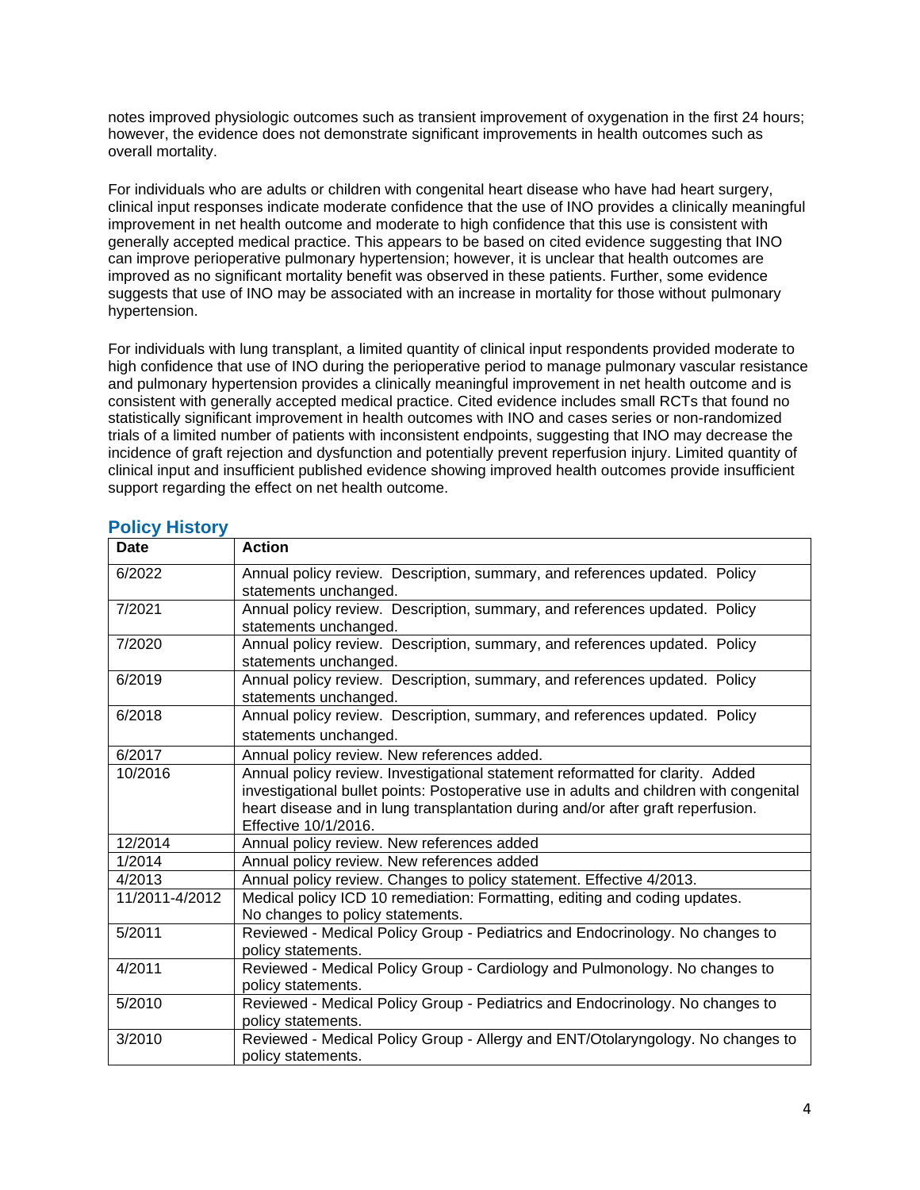notes improved physiologic outcomes such as transient improvement of oxygenation in the first 24 hours; however, the evidence does not demonstrate significant improvements in health outcomes such as overall mortality.

For individuals who are adults or children with congenital heart disease who have had heart surgery, clinical input responses indicate moderate confidence that the use of INO provides a clinically meaningful improvement in net health outcome and moderate to high confidence that this use is consistent with generally accepted medical practice. This appears to be based on cited evidence suggesting that INO can improve perioperative pulmonary hypertension; however, it is unclear that health outcomes are improved as no significant mortality benefit was observed in these patients. Further, some evidence suggests that use of INO may be associated with an increase in mortality for those without pulmonary hypertension.

For individuals with lung transplant, a limited quantity of clinical input respondents provided moderate to high confidence that use of INO during the perioperative period to manage pulmonary vascular resistance and pulmonary hypertension provides a clinically meaningful improvement in net health outcome and is consistent with generally accepted medical practice. Cited evidence includes small RCTs that found no statistically significant improvement in health outcomes with INO and cases series or non-randomized trials of a limited number of patients with inconsistent endpoints, suggesting that INO may decrease the incidence of graft rejection and dysfunction and potentially prevent reperfusion injury. Limited quantity of clinical input and insufficient published evidence showing improved health outcomes provide insufficient support regarding the effect on net health outcome.

## Policy History

| Date | Action |
|---|---|
| 6/2022 | Annual policy review. Description, summary, and references updated. Policy statements unchanged. |
| 7/2021 | Annual policy review. Description, summary, and references updated. Policy statements unchanged. |
| 7/2020 | Annual policy review. Description, summary, and references updated. Policy statements unchanged. |
| 6/2019 | Annual policy review. Description, summary, and references updated. Policy statements unchanged. |
| 6/2018 | Annual policy review. Description, summary, and references updated. Policy statements unchanged. |
| 6/2017 | Annual policy review. New references added. |
| 10/2016 | Annual policy review. Investigational statement reformatted for clarity. Added investigational bullet points: Postoperative use in adults and children with congenital heart disease and in lung transplantation during and/or after graft reperfusion. Effective 10/1/2016. |
| 12/2014 | Annual policy review. New references added |
| 1/2014 | Annual policy review. New references added |
| 4/2013 | Annual policy review. Changes to policy statement. Effective 4/2013. |
| 11/2011-4/2012 | Medical policy ICD 10 remediation: Formatting, editing and coding updates. No changes to policy statements. |
| 5/2011 | Reviewed - Medical Policy Group - Pediatrics and Endocrinology. No changes to policy statements. |
| 4/2011 | Reviewed - Medical Policy Group - Cardiology and Pulmonology. No changes to policy statements. |
| 5/2010 | Reviewed - Medical Policy Group - Pediatrics and Endocrinology. No changes to policy statements. |
| 3/2010 | Reviewed - Medical Policy Group - Allergy and ENT/Otolaryngology. No changes to policy statements. |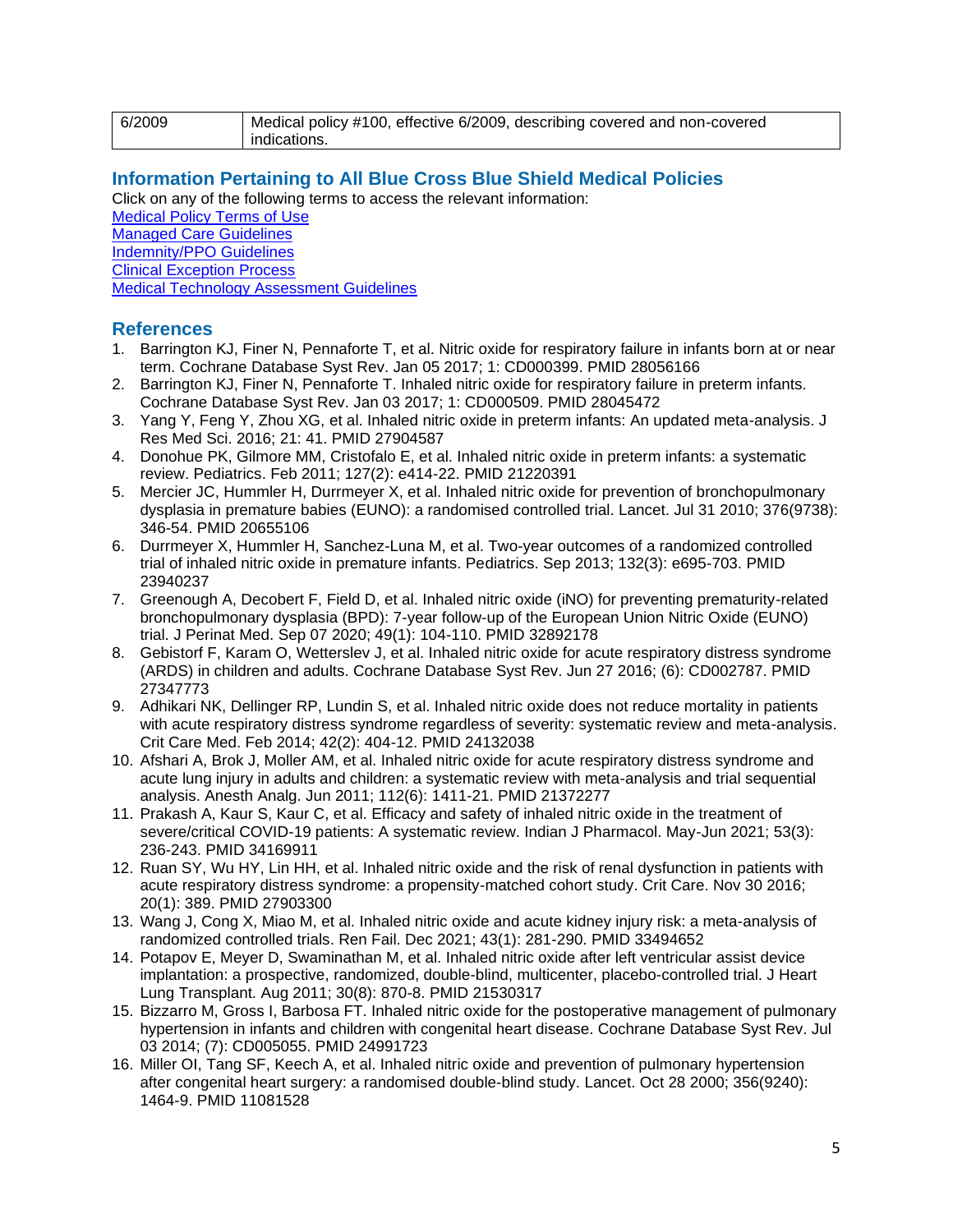| 6/2009 | Medical policy #100, effective 6/2009, describing covered and non-covered indications. |
| --- | --- |

## Information Pertaining to All Blue Cross Blue Shield Medical Policies

Click on any of the following terms to access the relevant information:

[Medical Policy Terms of Use]()
[Managed Care Guidelines]()
[Indemnity/PPO Guidelines]()
[Clinical Exception Process]()
[Medical Technology Assessment Guidelines]()

## References

1. Barrington KJ, Finer N, Pennaforte T, et al. Nitric oxide for respiratory failure in infants born at or near term. Cochrane Database Syst Rev. Jan 05 2017; 1: CD000399. PMID 28056166
2. Barrington KJ, Finer N, Pennaforte T. Inhaled nitric oxide for respiratory failure in preterm infants. Cochrane Database Syst Rev. Jan 03 2017; 1: CD000509. PMID 28045472
3. Yang Y, Feng Y, Zhou XG, et al. Inhaled nitric oxide in preterm infants: An updated meta-analysis. J Res Med Sci. 2016; 21: 41. PMID 27904587
4. Donohue PK, Gilmore MM, Cristofalo E, et al. Inhaled nitric oxide in preterm infants: a systematic review. Pediatrics. Feb 2011; 127(2): e414-22. PMID 21220391
5. Mercier JC, Hummler H, Durrmeyer X, et al. Inhaled nitric oxide for prevention of bronchopulmonary dysplasia in premature babies (EUNO): a randomised controlled trial. Lancet. Jul 31 2010; 376(9738): 346-54. PMID 20655106
6. Durrmeyer X, Hummler H, Sanchez-Luna M, et al. Two-year outcomes of a randomized controlled trial of inhaled nitric oxide in premature infants. Pediatrics. Sep 2013; 132(3): e695-703. PMID 23940237
7. Greenough A, Decobert F, Field D, et al. Inhaled nitric oxide (iNO) for preventing prematurity-related bronchopulmonary dysplasia (BPD): 7-year follow-up of the European Union Nitric Oxide (EUNO) trial. J Perinat Med. Sep 07 2020; 49(1): 104-110. PMID 32892178
8. Gebistorf F, Karam O, Wetterslev J, et al. Inhaled nitric oxide for acute respiratory distress syndrome (ARDS) in children and adults. Cochrane Database Syst Rev. Jun 27 2016; (6): CD002787. PMID 27347773
9. Adhikari NK, Dellinger RP, Lundin S, et al. Inhaled nitric oxide does not reduce mortality in patients with acute respiratory distress syndrome regardless of severity: systematic review and meta-analysis. Crit Care Med. Feb 2014; 42(2): 404-12. PMID 24132038
10. Afshari A, Brok J, Moller AM, et al. Inhaled nitric oxide for acute respiratory distress syndrome and acute lung injury in adults and children: a systematic review with meta-analysis and trial sequential analysis. Anesth Analg. Jun 2011; 112(6): 1411-21. PMID 21372277
11. Prakash A, Kaur S, Kaur C, et al. Efficacy and safety of inhaled nitric oxide in the treatment of severe/critical COVID-19 patients: A systematic review. Indian J Pharmacol. May-Jun 2021; 53(3): 236-243. PMID 34169911
12. Ruan SY, Wu HY, Lin HH, et al. Inhaled nitric oxide and the risk of renal dysfunction in patients with acute respiratory distress syndrome: a propensity-matched cohort study. Crit Care. Nov 30 2016; 20(1): 389. PMID 27903300
13. Wang J, Cong X, Miao M, et al. Inhaled nitric oxide and acute kidney injury risk: a meta-analysis of randomized controlled trials. Ren Fail. Dec 2021; 43(1): 281-290. PMID 33494652
14. Potapov E, Meyer D, Swaminathan M, et al. Inhaled nitric oxide after left ventricular assist device implantation: a prospective, randomized, double-blind, multicenter, placebo-controlled trial. J Heart Lung Transplant. Aug 2011; 30(8): 870-8. PMID 21530317
15. Bizzarro M, Gross I, Barbosa FT. Inhaled nitric oxide for the postoperative management of pulmonary hypertension in infants and children with congenital heart disease. Cochrane Database Syst Rev. Jul 03 2014; (7): CD005055. PMID 24991723
16. Miller OI, Tang SF, Keech A, et al. Inhaled nitric oxide and prevention of pulmonary hypertension after congenital heart surgery: a randomised double-blind study. Lancet. Oct 28 2000; 356(9240): 1464-9. PMID 11081528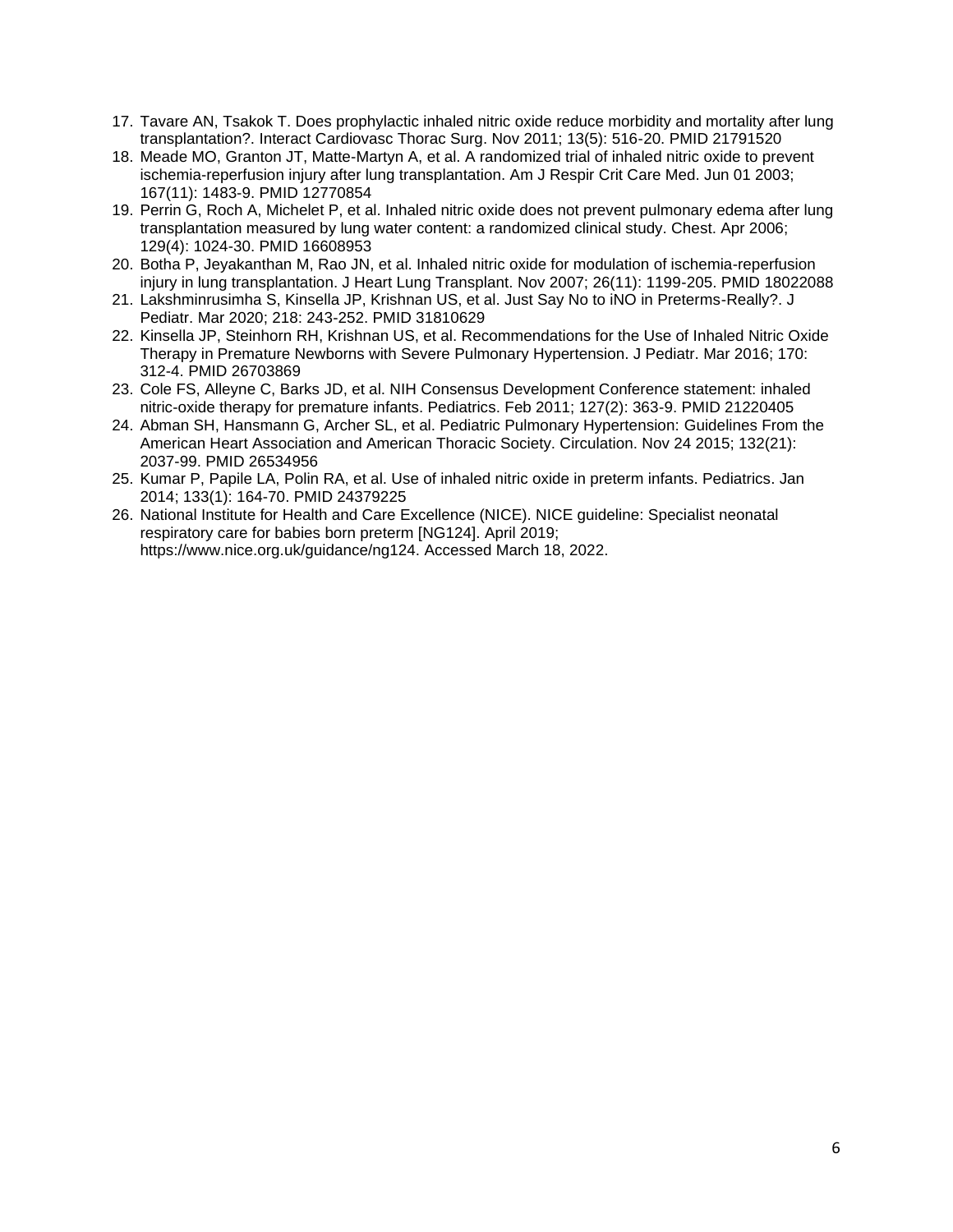17. Tavare AN, Tsakok T. Does prophylactic inhaled nitric oxide reduce morbidity and mortality after lung transplantation?. Interact Cardiovasc Thorac Surg. Nov 2011; 13(5): 516-20. PMID 21791520
18. Meade MO, Granton JT, Matte-Martyn A, et al. A randomized trial of inhaled nitric oxide to prevent ischemia-reperfusion injury after lung transplantation. Am J Respir Crit Care Med. Jun 01 2003; 167(11): 1483-9. PMID 12770854
19. Perrin G, Roch A, Michelet P, et al. Inhaled nitric oxide does not prevent pulmonary edema after lung transplantation measured by lung water content: a randomized clinical study. Chest. Apr 2006; 129(4): 1024-30. PMID 16608953
20. Botha P, Jeyakanthan M, Rao JN, et al. Inhaled nitric oxide for modulation of ischemia-reperfusion injury in lung transplantation. J Heart Lung Transplant. Nov 2007; 26(11): 1199-205. PMID 18022088
21. Lakshminrusimha S, Kinsella JP, Krishnan US, et al. Just Say No to iNO in Preterms-Really?. J Pediatr. Mar 2020; 218: 243-252. PMID 31810629
22. Kinsella JP, Steinhorn RH, Krishnan US, et al. Recommendations for the Use of Inhaled Nitric Oxide Therapy in Premature Newborns with Severe Pulmonary Hypertension. J Pediatr. Mar 2016; 170: 312-4. PMID 26703869
23. Cole FS, Alleyne C, Barks JD, et al. NIH Consensus Development Conference statement: inhaled nitric-oxide therapy for premature infants. Pediatrics. Feb 2011; 127(2): 363-9. PMID 21220405
24. Abman SH, Hansmann G, Archer SL, et al. Pediatric Pulmonary Hypertension: Guidelines From the American Heart Association and American Thoracic Society. Circulation. Nov 24 2015; 132(21): 2037-99. PMID 26534956
25. Kumar P, Papile LA, Polin RA, et al. Use of inhaled nitric oxide in preterm infants. Pediatrics. Jan 2014; 133(1): 164-70. PMID 24379225
26. National Institute for Health and Care Excellence (NICE). NICE guideline: Specialist neonatal respiratory care for babies born preterm [NG124]. April 2019; https://www.nice.org.uk/guidance/ng124. Accessed March 18, 2022.